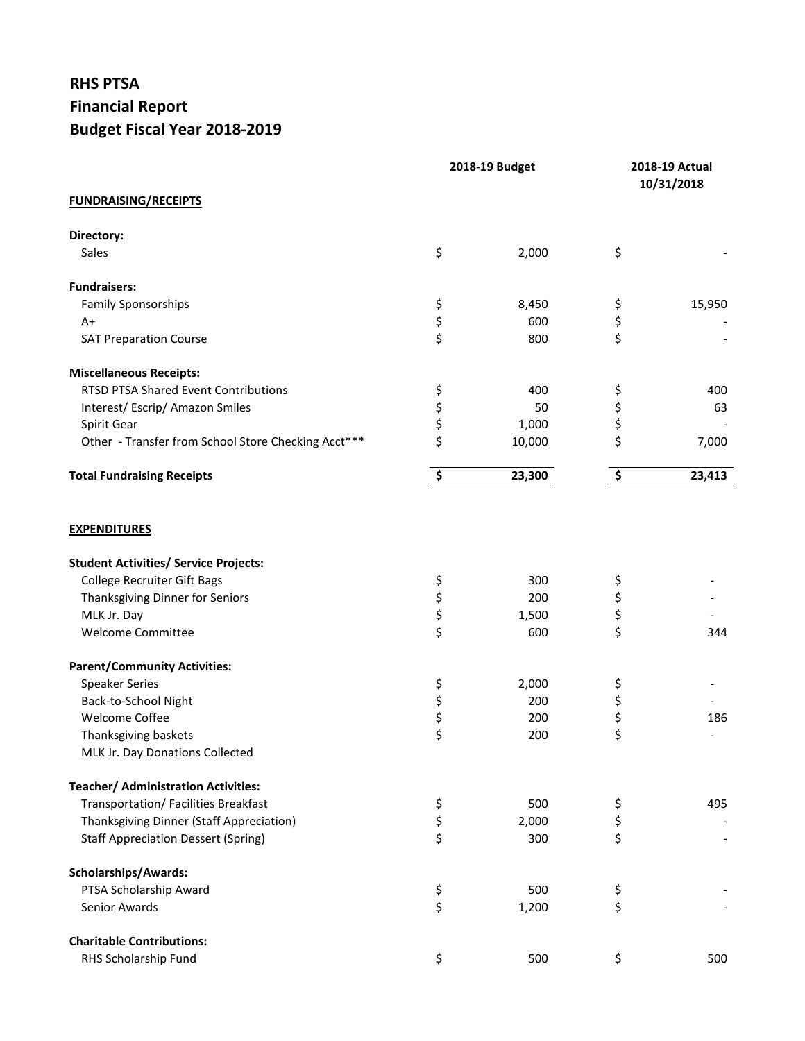# RHS PTSA
## Financial Report
## Budget Fiscal Year 2018-2019

| | 2018-19 Budget | 2018-19 Actual 10/31/2018 |
|---|---|---|
| **FUNDRAISING/RECEIPTS** | | |
| **Directory:** | | |
| Sales | $ 2,000 | $ - |
| **Fundraisers:** | | |
| Family Sponsorships | $ 8,450 | $ 15,950 |
| A+ | $ 600 | $ - |
| SAT Preparation Course | $ 800 | $ - |
| **Miscellaneous Receipts:** | | |
| RTSD PTSA Shared Event Contributions | $ 400 | $ 400 |
| Interest/ Escrip/ Amazon Smiles | $ 50 | $ 63 |
| Spirit Gear | $ 1,000 | $ - |
| Other - Transfer from School Store Checking Acct*** | $ 10,000 | $ 7,000 |
| **Total Fundraising Receipts** | **$ 23,300** | **$ 23,413** |
| **EXPENDITURES** | | |
| **Student Activities/ Service Projects:** | | |
| College Recruiter Gift Bags | $ 300 | $ - |
| Thanksgiving Dinner for Seniors | $ 200 | $ - |
| MLK Jr. Day | $ 1,500 | $ - |
| Welcome Committee | $ 600 | $ 344 |
| **Parent/Community Activities:** | | |
| Speaker Series | $ 2,000 | $ - |
| Back-to-School Night | $ 200 | $ - |
| Welcome Coffee | $ 200 | $ 186 |
| Thanksgiving baskets | $ 200 | $ - |
| MLK Jr. Day Donations Collected | | |
| **Teacher/ Administration Activities:** | | |
| Transportation/ Facilities Breakfast | $ 500 | $ 495 |
| Thanksgiving Dinner (Staff Appreciation) | $ 2,000 | $ - |
| Staff Appreciation Dessert (Spring) | $ 300 | $ - |
| **Scholarships/Awards:** | | |
| PTSA Scholarship Award | $ 500 | $ - |
| Senior Awards | $ 1,200 | $ - |
| **Charitable Contributions:** | | |
| RHS Scholarship Fund | $ 500 | $ 500 |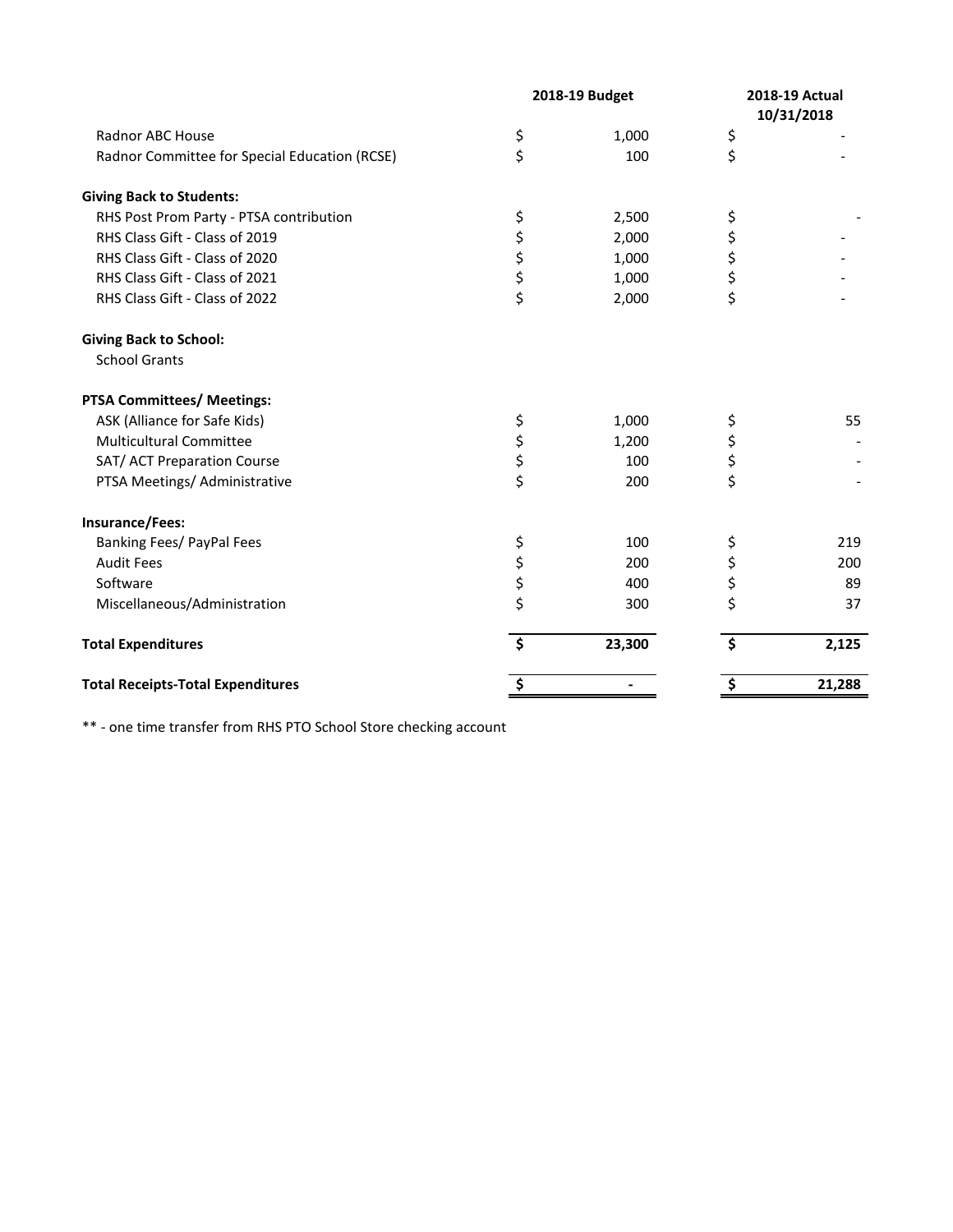| | 2018-19 Budget | 2018-19 Actual 10/31/2018 |
|---|---|---|
| Radnor ABC House | $ 1,000 | $ - |
| Radnor Committee for Special Education (RCSE) | $ 100 | $ - |
| **Giving Back to Students:** | | |
| RHS Post Prom Party - PTSA contribution | $ 2,500 | $ - |
| RHS Class Gift - Class of 2019 | $ 2,000 | $ - |
| RHS Class Gift - Class of 2020 | $ 1,000 | $ - |
| RHS Class Gift - Class of 2021 | $ 1,000 | $ - |
| RHS Class Gift - Class of 2022 | $ 2,000 | $ - |
| **Giving Back to School:** | | |
| School Grants | | |
| **PTSA Committees/ Meetings:** | | |
| ASK (Alliance for Safe Kids) | $ 1,000 | $ 55 |
| Multicultural Committee | $ 1,200 | $ - |
| SAT/ ACT Preparation Course | $ 100 | $ - |
| PTSA Meetings/ Administrative | $ 200 | $ - |
| **Insurance/Fees:** | | |
| Banking Fees/ PayPal Fees | $ 100 | $ 219 |
| Audit Fees | $ 200 | $ 200 |
| Software | $ 400 | $ 89 |
| Miscellaneous/Administration | $ 300 | $ 37 |
| **Total Expenditures** | **$ 23,300** | **$ 2,125** |
| **Total Receipts-Total Expenditures** | **$ -** | **$ 21,288** |

** - one time transfer from RHS PTO School Store checking account